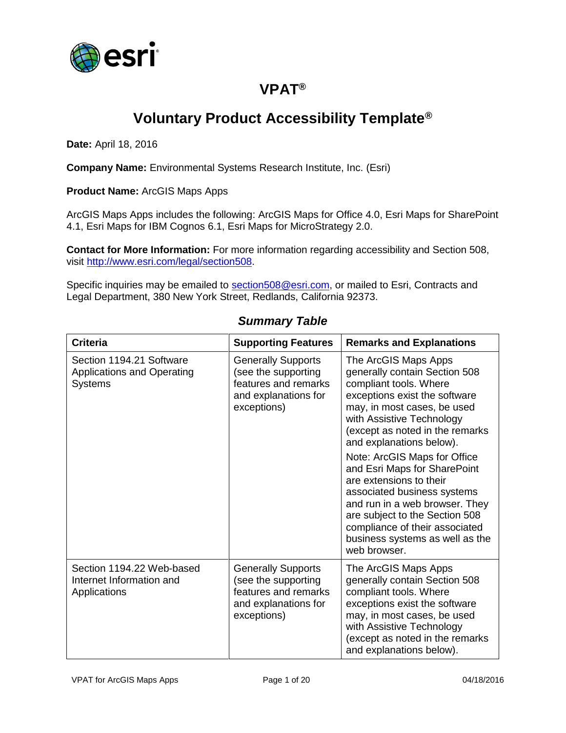# VPAT®

## Voluntary Product Accessibility Template®

**Date:** April 18, 2016

**Company Name:** Environmental Systems Research Institute, Inc. (Esri)

**Product Name:** ArcGIS Maps Apps

ArcGIS Maps Apps includes the following: ArcGIS Maps for Office 4.0, Esri Maps for SharePoint 4.1, Esri Maps for IBM Cognos 6.1, Esri Maps for MicroStrategy 2.0.

**Contact for More Information:** For more information regarding accessibility and Section 508, visit http://www.esri.com/legal/section508.

Specific inquiries may be emailed to section508@esri.com, or mailed to Esri, Contracts and Legal Department, 380 New York Street, Redlands, California 92373.

### *Summary Table*

| Criteria | Supporting Features | Remarks and Explanations |
|---|---|---|
| Section 1194.21 Software Applications and Operating Systems | Generally Supports (see the supporting features and remarks and explanations for exceptions) | The ArcGIS Maps Apps generally contain Section 508 compliant tools. Where exceptions exist the software may, in most cases, be used with Assistive Technology (except as noted in the remarks and explanations below). Note: ArcGIS Maps for Office and Esri Maps for SharePoint are extensions to their associated business systems and run in a web browser. They are subject to the Section 508 compliance of their associated business systems as well as the web browser. |
| Section 1194.22 Web-based Internet Information and Applications | Generally Supports (see the supporting features and remarks and explanations for exceptions) | The ArcGIS Maps Apps generally contain Section 508 compliant tools. Where exceptions exist the software may, in most cases, be used with Assistive Technology (except as noted in the remarks and explanations below). |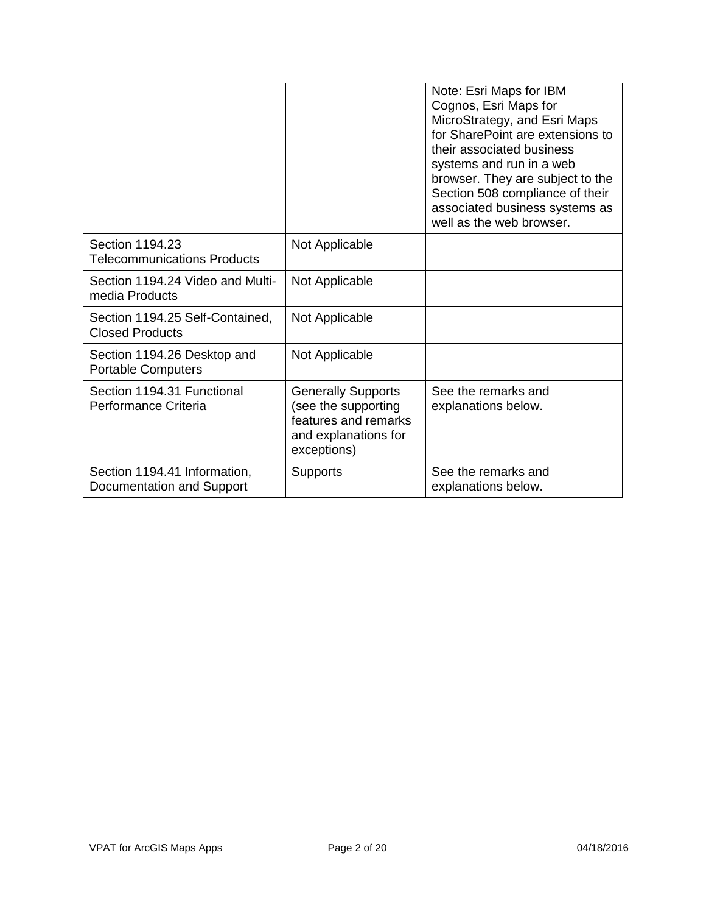| | | |
|---|---|---|
| | | Note: Esri Maps for IBM Cognos, Esri Maps for MicroStrategy, and Esri Maps for SharePoint are extensions to their associated business systems and run in a web browser. They are subject to the Section 508 compliance of their associated business systems as well as the web browser. |
| Section 1194.23 Telecommunications Products | Not Applicable | |
| Section 1194.24 Video and Multi-media Products | Not Applicable | |
| Section 1194.25 Self-Contained, Closed Products | Not Applicable | |
| Section 1194.26 Desktop and Portable Computers | Not Applicable | |
| Section 1194.31 Functional Performance Criteria | Generally Supports (see the supporting features and remarks and explanations for exceptions) | See the remarks and explanations below. |
| Section 1194.41 Information, Documentation and Support | Supports | See the remarks and explanations below. |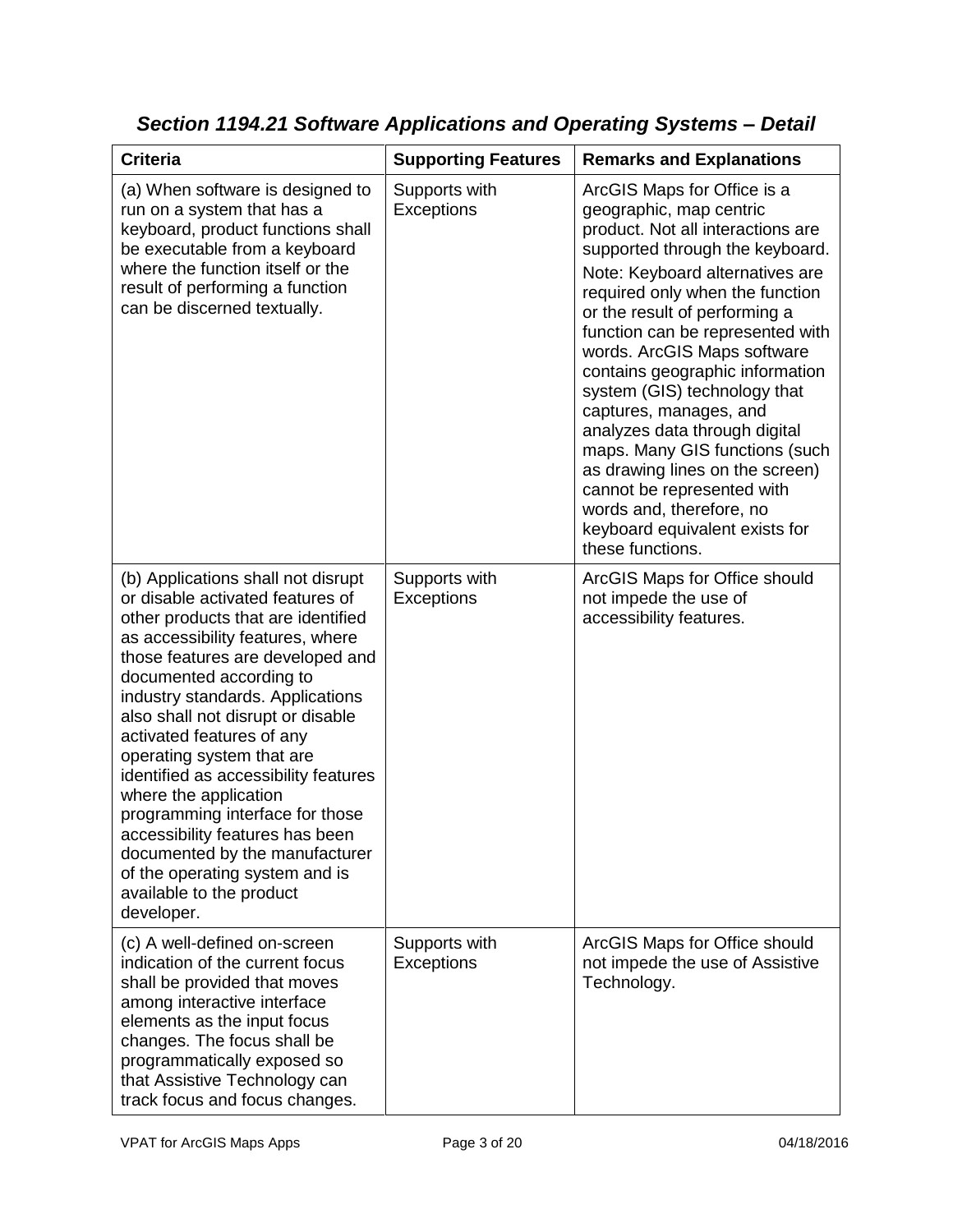## *Section 1194.21 Software Applications and Operating Systems – Detail*

| Criteria | Supporting Features | Remarks and Explanations |
|---|---|---|
| (a) When software is designed to run on a system that has a keyboard, product functions shall be executable from a keyboard where the function itself or the result of performing a function can be discerned textually. | Supports with Exceptions | ArcGIS Maps for Office is a geographic, map centric product. Not all interactions are supported through the keyboard.<br>Note: Keyboard alternatives are required only when the function or the result of performing a function can be represented with words. ArcGIS Maps software contains geographic information system (GIS) technology that captures, manages, and analyzes data through digital maps. Many GIS functions (such as drawing lines on the screen) cannot be represented with words and, therefore, no keyboard equivalent exists for these functions. |
| (b) Applications shall not disrupt or disable activated features of other products that are identified as accessibility features, where those features are developed and documented according to industry standards. Applications also shall not disrupt or disable activated features of any operating system that are identified as accessibility features where the application programming interface for those accessibility features has been documented by the manufacturer of the operating system and is available to the product developer. | Supports with Exceptions | ArcGIS Maps for Office should not impede the use of accessibility features. |
| (c) A well-defined on-screen indication of the current focus shall be provided that moves among interactive interface elements as the input focus changes. The focus shall be programmatically exposed so that Assistive Technology can track focus and focus changes. | Supports with Exceptions | ArcGIS Maps for Office should not impede the use of Assistive Technology. |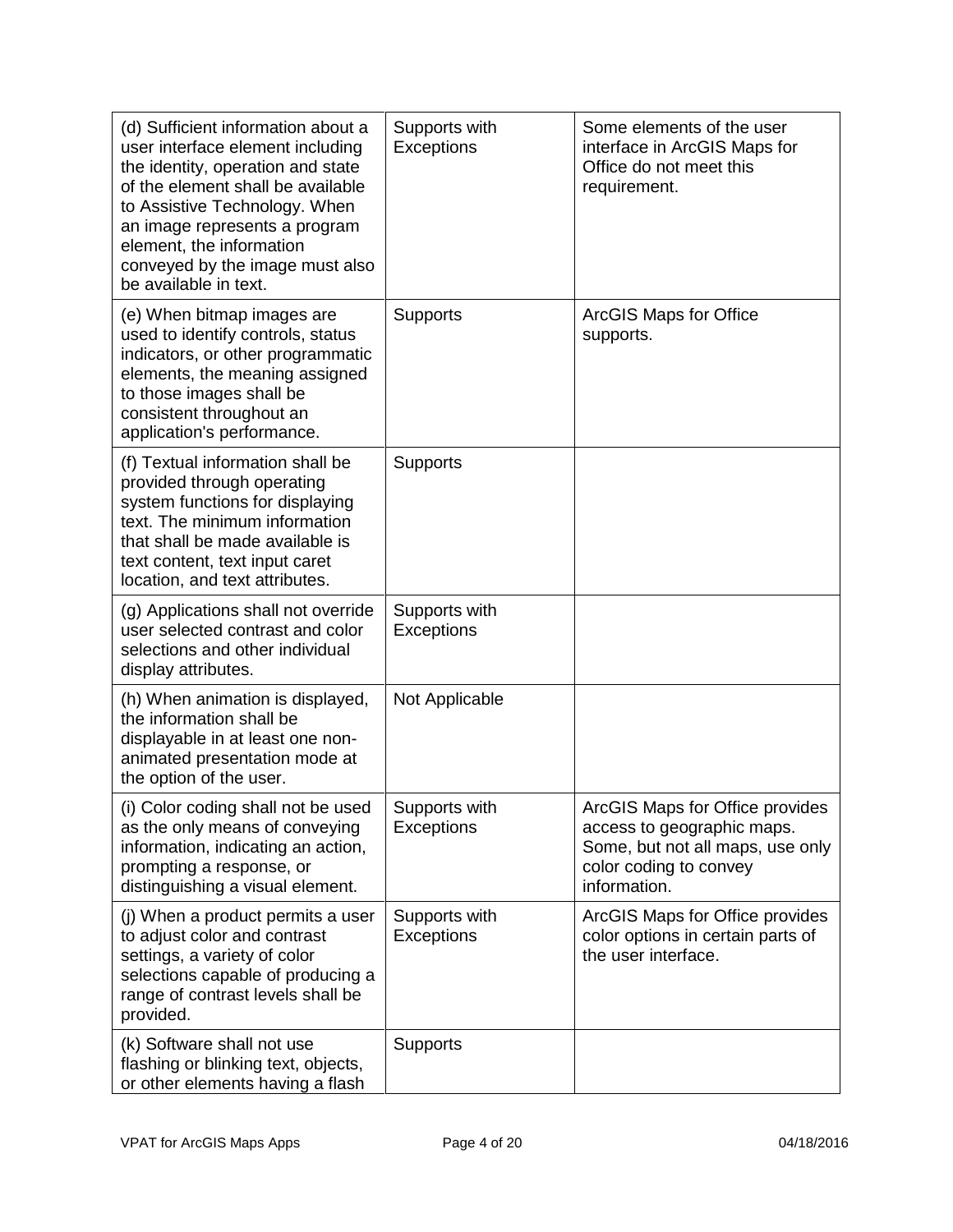| | | |
|---|---|---|
| (d) Sufficient information about a user interface element including the identity, operation and state of the element shall be available to Assistive Technology. When an image represents a program element, the information conveyed by the image must also be available in text. | Supports with Exceptions | Some elements of the user interface in ArcGIS Maps for Office do not meet this requirement. |
| (e) When bitmap images are used to identify controls, status indicators, or other programmatic elements, the meaning assigned to those images shall be consistent throughout an application's performance. | Supports | ArcGIS Maps for Office supports. |
| (f) Textual information shall be provided through operating system functions for displaying text. The minimum information that shall be made available is text content, text input caret location, and text attributes. | Supports | |
| (g) Applications shall not override user selected contrast and color selections and other individual display attributes. | Supports with Exceptions | |
| (h) When animation is displayed, the information shall be displayable in at least one non-animated presentation mode at the option of the user. | Not Applicable | |
| (i) Color coding shall not be used as the only means of conveying information, indicating an action, prompting a response, or distinguishing a visual element. | Supports with Exceptions | ArcGIS Maps for Office provides access to geographic maps. Some, but not all maps, use only color coding to convey information. |
| (j) When a product permits a user to adjust color and contrast settings, a variety of color selections capable of producing a range of contrast levels shall be provided. | Supports with Exceptions | ArcGIS Maps for Office provides color options in certain parts of the user interface. |
| (k) Software shall not use flashing or blinking text, objects, or other elements having a flash | Supports | |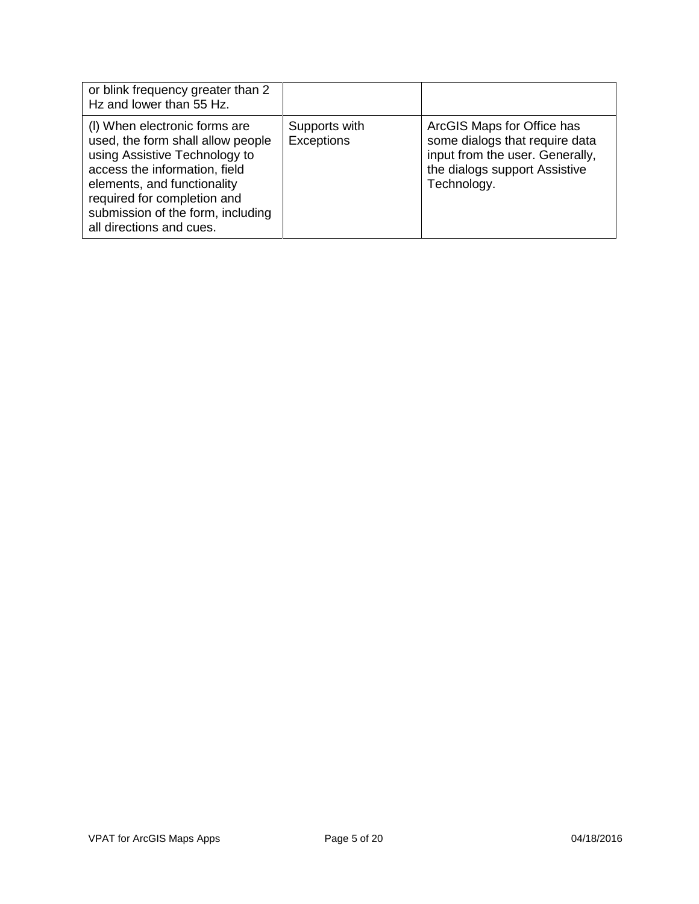| | | |
|---|---|---|
| or blink frequency greater than 2 Hz and lower than 55 Hz. | | |
| (l) When electronic forms are used, the form shall allow people using Assistive Technology to access the information, field elements, and functionality required for completion and submission of the form, including all directions and cues. | Supports with Exceptions | ArcGIS Maps for Office has some dialogs that require data input from the user. Generally, the dialogs support Assistive Technology. |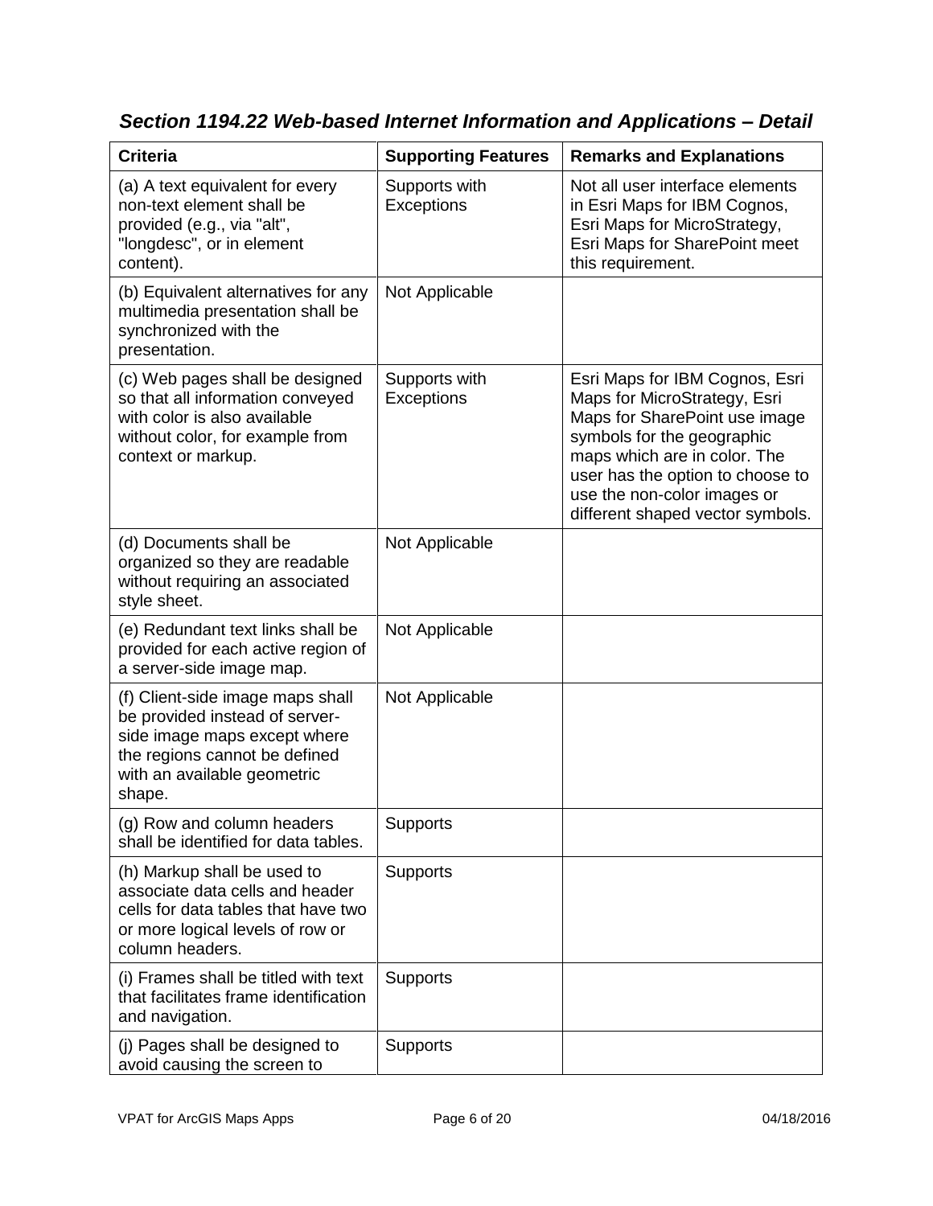## *Section 1194.22 Web-based Internet Information and Applications – Detail*

| Criteria | Supporting Features | Remarks and Explanations |
|---|---|---|
| (a) A text equivalent for every non-text element shall be provided (e.g., via "alt", "longdesc", or in element content). | Supports with Exceptions | Not all user interface elements in Esri Maps for IBM Cognos, Esri Maps for MicroStrategy, Esri Maps for SharePoint meet this requirement. |
| (b) Equivalent alternatives for any multimedia presentation shall be synchronized with the presentation. | Not Applicable | |
| (c) Web pages shall be designed so that all information conveyed with color is also available without color, for example from context or markup. | Supports with Exceptions | Esri Maps for IBM Cognos, Esri Maps for MicroStrategy, Esri Maps for SharePoint use image symbols for the geographic maps which are in color. The user has the option to choose to use the non-color images or different shaped vector symbols. |
| (d) Documents shall be organized so they are readable without requiring an associated style sheet. | Not Applicable | |
| (e) Redundant text links shall be provided for each active region of a server-side image map. | Not Applicable | |
| (f) Client-side image maps shall be provided instead of server-side image maps except where the regions cannot be defined with an available geometric shape. | Not Applicable | |
| (g) Row and column headers shall be identified for data tables. | Supports | |
| (h) Markup shall be used to associate data cells and header cells for data tables that have two or more logical levels of row or column headers. | Supports | |
| (i) Frames shall be titled with text that facilitates frame identification and navigation. | Supports | |
| (j) Pages shall be designed to avoid causing the screen to | Supports | |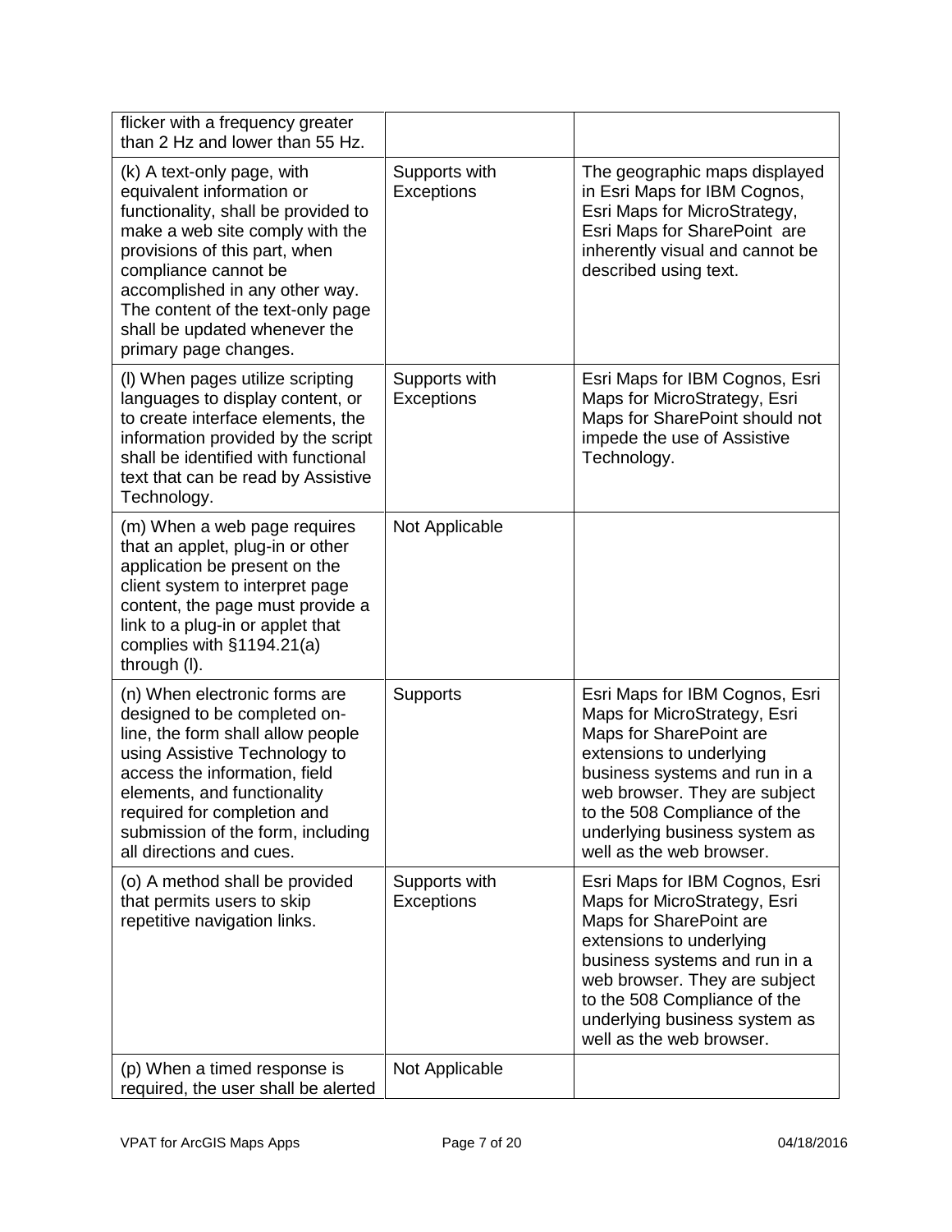| | | |
|---|---|---|
| flicker with a frequency greater than 2 Hz and lower than 55 Hz. | | |
| (k) A text-only page, with equivalent information or functionality, shall be provided to make a web site comply with the provisions of this part, when compliance cannot be accomplished in any other way. The content of the text-only page shall be updated whenever the primary page changes. | Supports with Exceptions | The geographic maps displayed in Esri Maps for IBM Cognos, Esri Maps for MicroStrategy, Esri Maps for SharePoint are inherently visual and cannot be described using text. |
| (l) When pages utilize scripting languages to display content, or to create interface elements, the information provided by the script shall be identified with functional text that can be read by Assistive Technology. | Supports with Exceptions | Esri Maps for IBM Cognos, Esri Maps for MicroStrategy, Esri Maps for SharePoint should not impede the use of Assistive Technology. |
| (m) When a web page requires that an applet, plug-in or other application be present on the client system to interpret page content, the page must provide a link to a plug-in or applet that complies with §1194.21(a) through (l). | Not Applicable | |
| (n) When electronic forms are designed to be completed on-line, the form shall allow people using Assistive Technology to access the information, field elements, and functionality required for completion and submission of the form, including all directions and cues. | Supports | Esri Maps for IBM Cognos, Esri Maps for MicroStrategy, Esri Maps for SharePoint are extensions to underlying business systems and run in a web browser. They are subject to the 508 Compliance of the underlying business system as well as the web browser. |
| (o) A method shall be provided that permits users to skip repetitive navigation links. | Supports with Exceptions | Esri Maps for IBM Cognos, Esri Maps for MicroStrategy, Esri Maps for SharePoint are extensions to underlying business systems and run in a web browser. They are subject to the 508 Compliance of the underlying business system as well as the web browser. |
| (p) When a timed response is required, the user shall be alerted | Not Applicable | |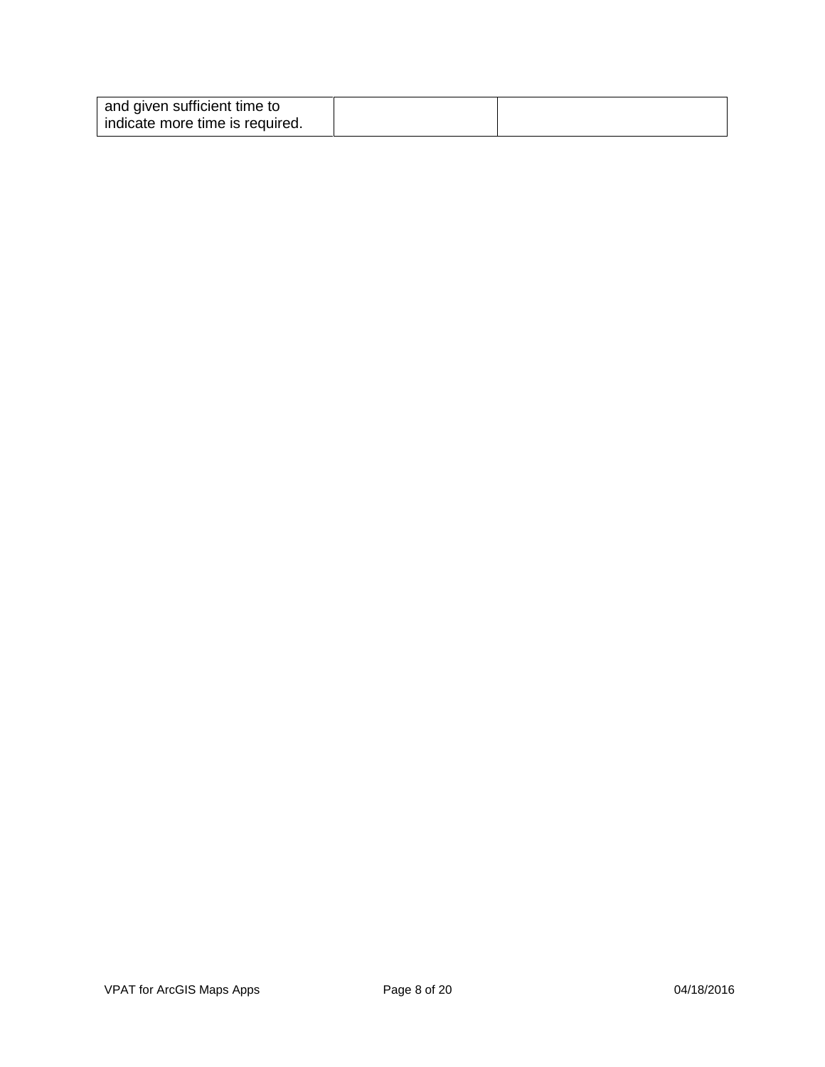| | | |
|---|---|---|
| and given sufficient time to indicate more time is required. | | |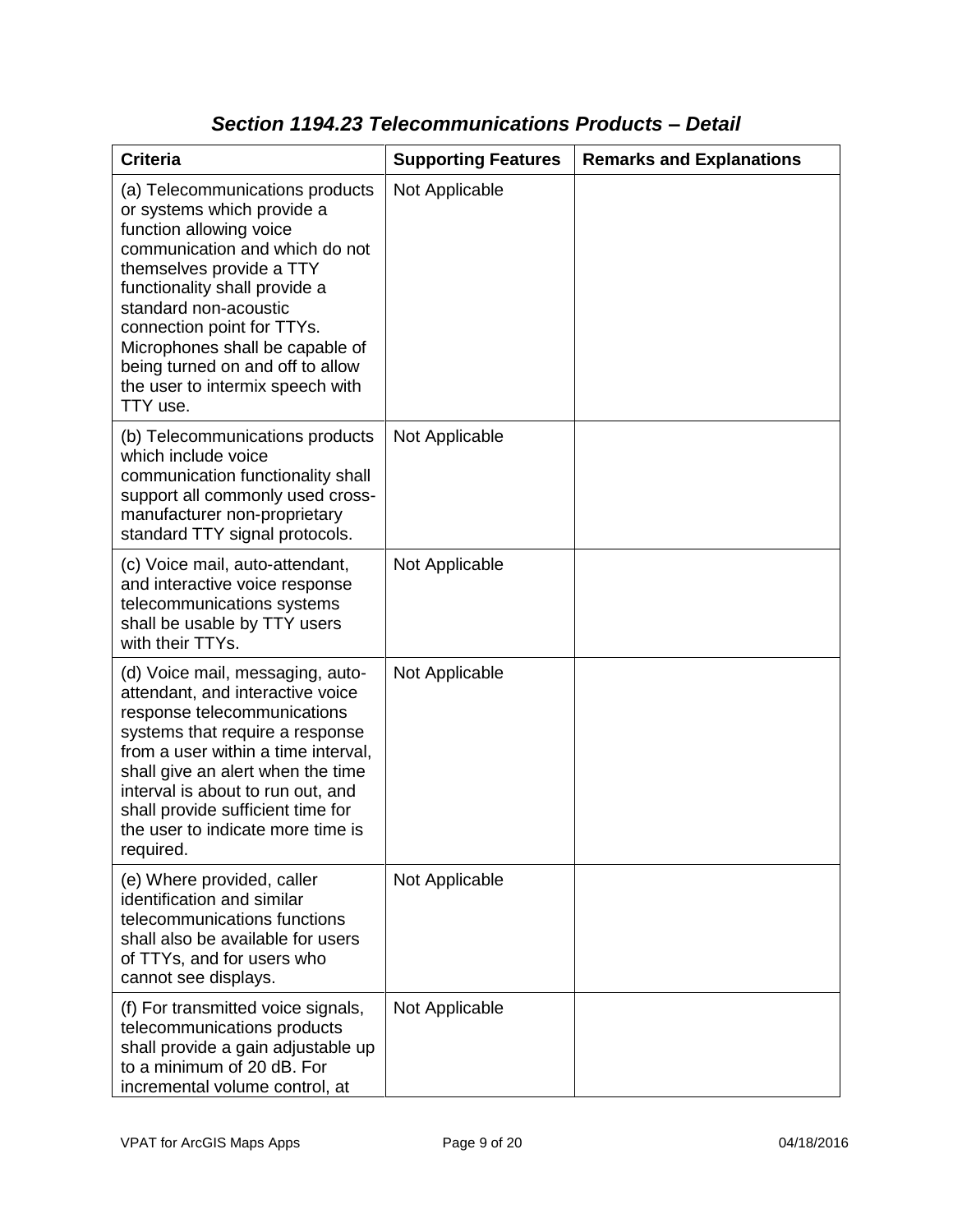### *Section 1194.23 Telecommunications Products – Detail*

| Criteria | Supporting Features | Remarks and Explanations |
| --- | --- | --- |
| (a) Telecommunications products or systems which provide a function allowing voice communication and which do not themselves provide a TTY functionality shall provide a standard non-acoustic connection point for TTYs. Microphones shall be capable of being turned on and off to allow the user to intermix speech with TTY use. | Not Applicable | |
| (b) Telecommunications products which include voice communication functionality shall support all commonly used cross-manufacturer non-proprietary standard TTY signal protocols. | Not Applicable | |
| (c) Voice mail, auto-attendant, and interactive voice response telecommunications systems shall be usable by TTY users with their TTYs. | Not Applicable | |
| (d) Voice mail, messaging, auto-attendant, and interactive voice response telecommunications systems that require a response from a user within a time interval, shall give an alert when the time interval is about to run out, and shall provide sufficient time for the user to indicate more time is required. | Not Applicable | |
| (e) Where provided, caller identification and similar telecommunications functions shall also be available for users of TTYs, and for users who cannot see displays. | Not Applicable | |
| (f) For transmitted voice signals, telecommunications products shall provide a gain adjustable up to a minimum of 20 dB. For incremental volume control, at | Not Applicable | |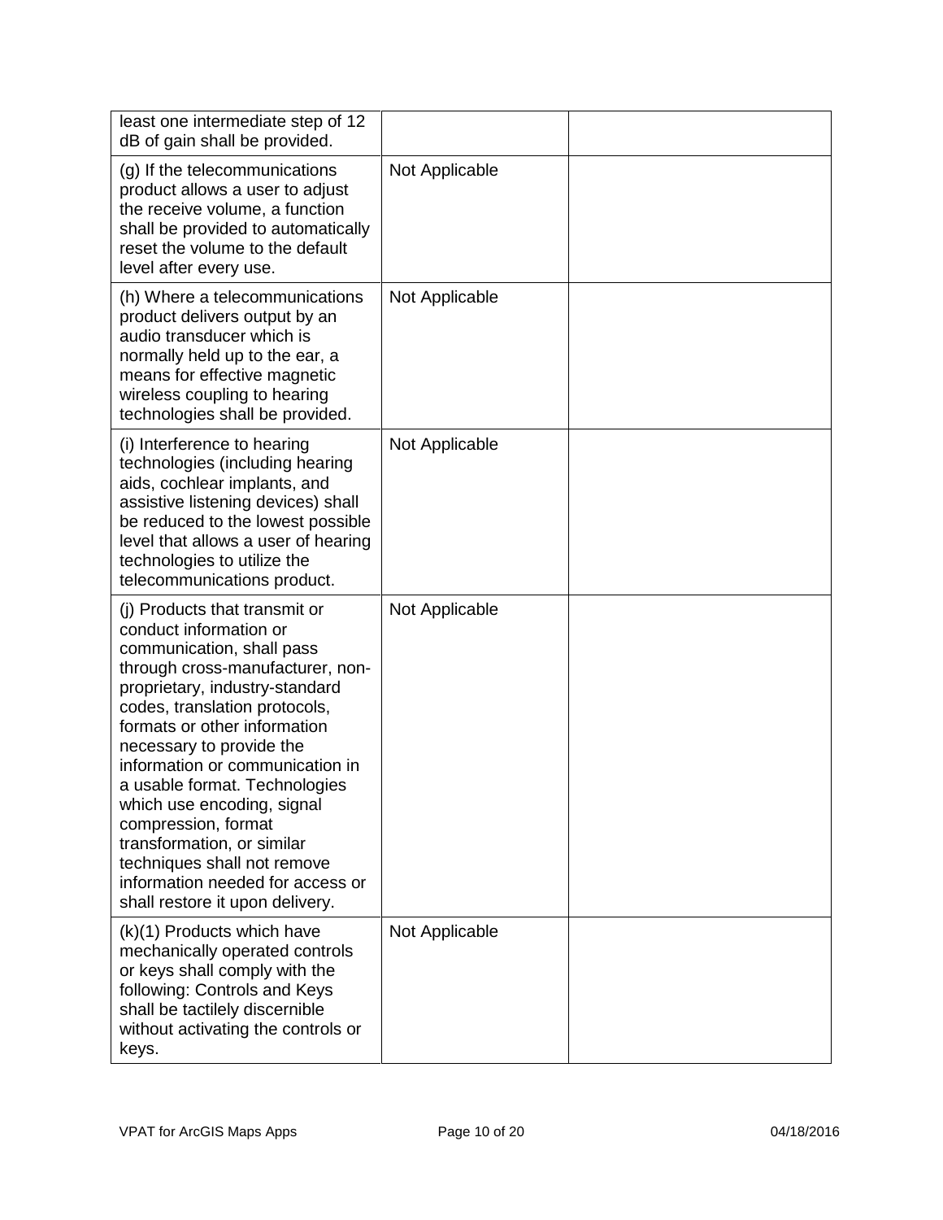| | | |
|---|---|---|
| least one intermediate step of 12 dB of gain shall be provided. | | |
| (g) If the telecommunications product allows a user to adjust the receive volume, a function shall be provided to automatically reset the volume to the default level after every use. | Not Applicable | |
| (h) Where a telecommunications product delivers output by an audio transducer which is normally held up to the ear, a means for effective magnetic wireless coupling to hearing technologies shall be provided. | Not Applicable | |
| (i) Interference to hearing technologies (including hearing aids, cochlear implants, and assistive listening devices) shall be reduced to the lowest possible level that allows a user of hearing technologies to utilize the telecommunications product. | Not Applicable | |
| (j) Products that transmit or conduct information or communication, shall pass through cross-manufacturer, non-proprietary, industry-standard codes, translation protocols, formats or other information necessary to provide the information or communication in a usable format. Technologies which use encoding, signal compression, format transformation, or similar techniques shall not remove information needed for access or shall restore it upon delivery. | Not Applicable | |
| (k)(1) Products which have mechanically operated controls or keys shall comply with the following: Controls and Keys shall be tactilely discernible without activating the controls or keys. | Not Applicable | |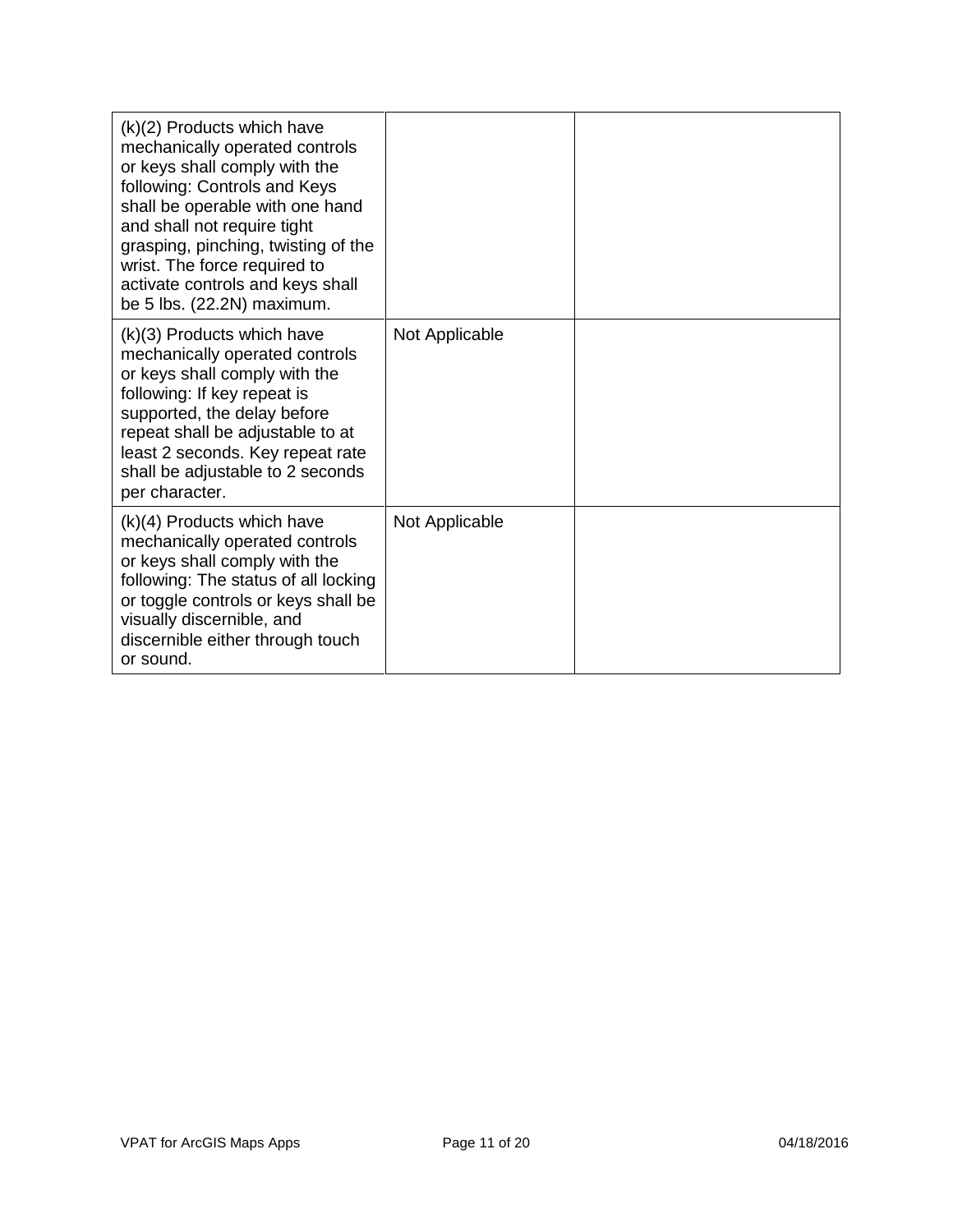| | | |
|---|---|---|
| (k)(2) Products which have mechanically operated controls or keys shall comply with the following: Controls and Keys shall be operable with one hand and shall not require tight grasping, pinching, twisting of the wrist. The force required to activate controls and keys shall be 5 lbs. (22.2N) maximum. | | |
| (k)(3) Products which have mechanically operated controls or keys shall comply with the following: If key repeat is supported, the delay before repeat shall be adjustable to at least 2 seconds. Key repeat rate shall be adjustable to 2 seconds per character. | Not Applicable | |
| (k)(4) Products which have mechanically operated controls or keys shall comply with the following: The status of all locking or toggle controls or keys shall be visually discernible, and discernible either through touch or sound. | Not Applicable | |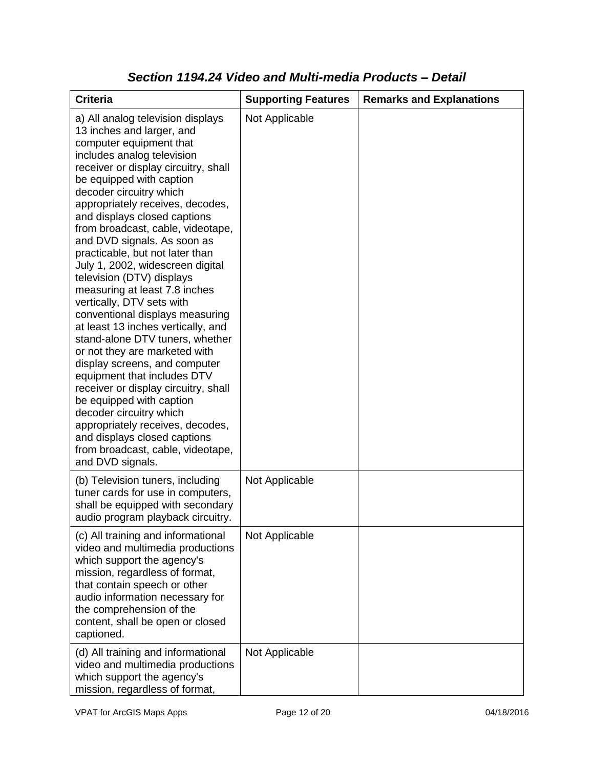### *Section 1194.24 Video and Multi-media Products – Detail*

| Criteria | Supporting Features | Remarks and Explanations |
| --- | --- | --- |
| a) All analog television displays 13 inches and larger, and computer equipment that includes analog television receiver or display circuitry, shall be equipped with caption decoder circuitry which appropriately receives, decodes, and displays closed captions from broadcast, cable, videotape, and DVD signals. As soon as practicable, but not later than July 1, 2002, widescreen digital television (DTV) displays measuring at least 7.8 inches vertically, DTV sets with conventional displays measuring at least 13 inches vertically, and stand-alone DTV tuners, whether or not they are marketed with display screens, and computer equipment that includes DTV receiver or display circuitry, shall be equipped with caption decoder circuitry which appropriately receives, decodes, and displays closed captions from broadcast, cable, videotape, and DVD signals. | Not Applicable | |
| (b) Television tuners, including tuner cards for use in computers, shall be equipped with secondary audio program playback circuitry. | Not Applicable | |
| (c) All training and informational video and multimedia productions which support the agency's mission, regardless of format, that contain speech or other audio information necessary for the comprehension of the content, shall be open or closed captioned. | Not Applicable | |
| (d) All training and informational video and multimedia productions which support the agency's mission, regardless of format, | Not Applicable | |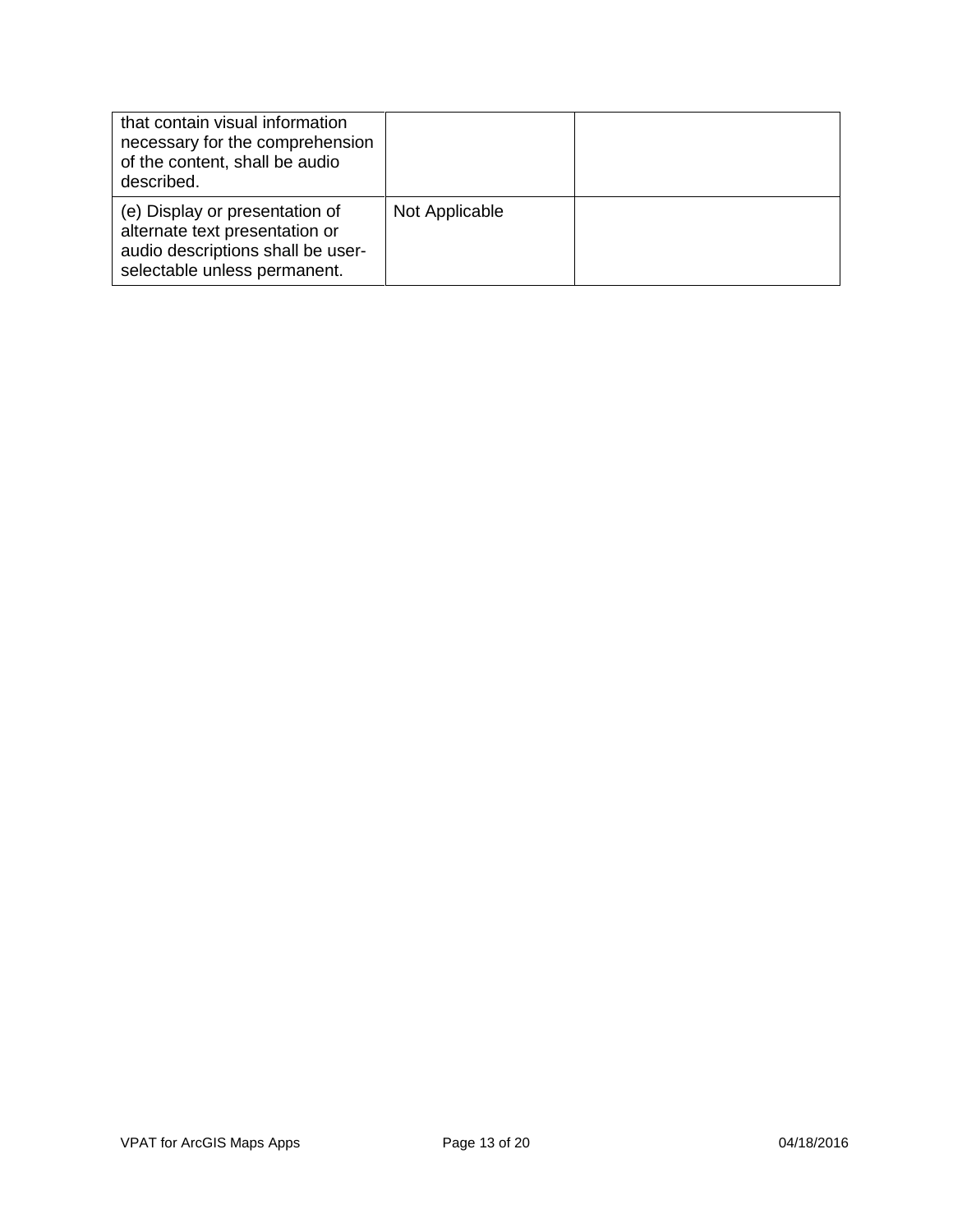| | | |
|---|---|---|
| that contain visual information necessary for the comprehension of the content, shall be audio described. | | |
| (e) Display or presentation of alternate text presentation or audio descriptions shall be user-selectable unless permanent. | Not Applicable | |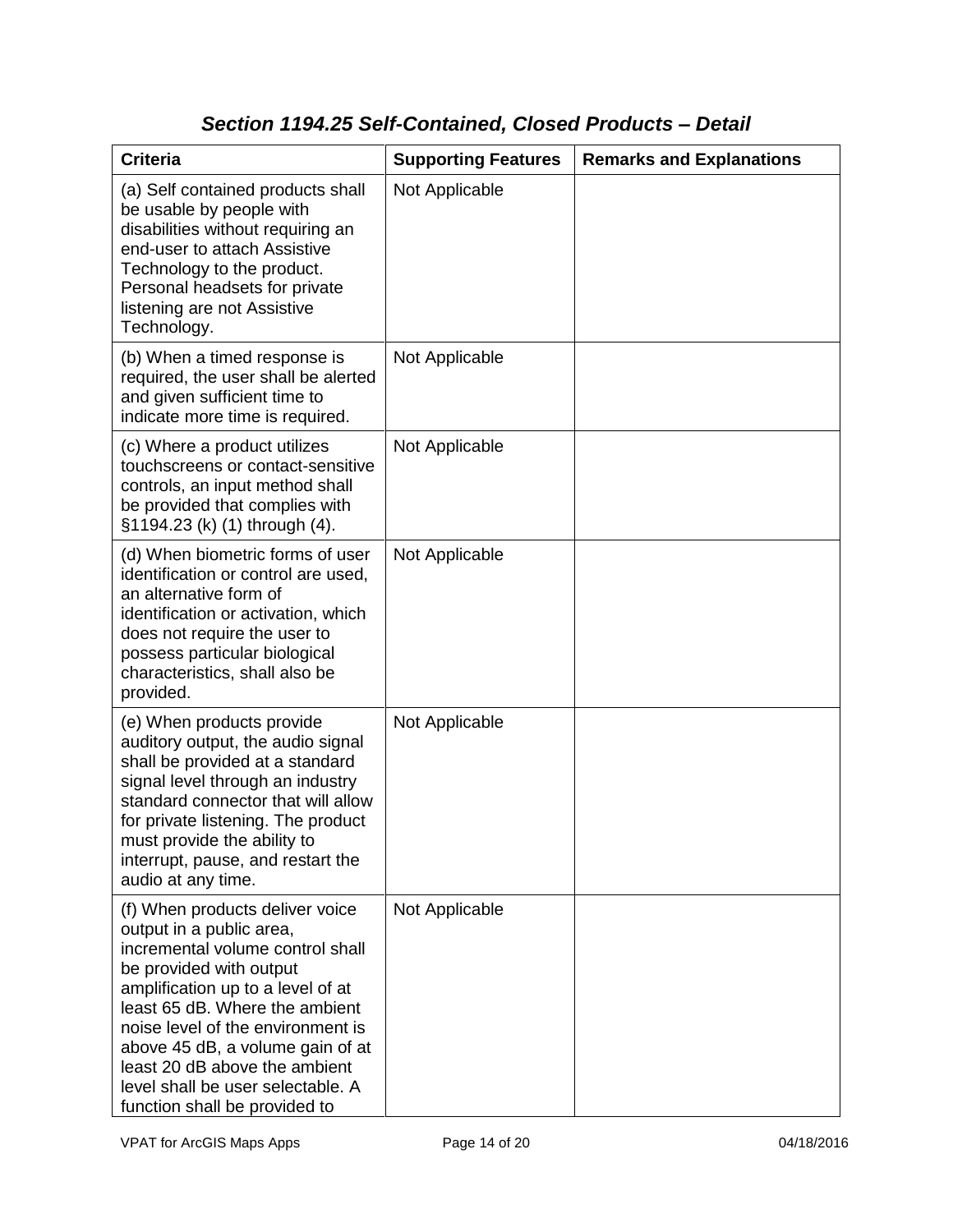## *Section 1194.25 Self-Contained, Closed Products – Detail*

| Criteria | Supporting Features | Remarks and Explanations |
|---|---|---|
| (a) Self contained products shall be usable by people with disabilities without requiring an end-user to attach Assistive Technology to the product. Personal headsets for private listening are not Assistive Technology. | Not Applicable | |
| (b) When a timed response is required, the user shall be alerted and given sufficient time to indicate more time is required. | Not Applicable | |
| (c) Where a product utilizes touchscreens or contact-sensitive controls, an input method shall be provided that complies with §1194.23 (k) (1) through (4). | Not Applicable | |
| (d) When biometric forms of user identification or control are used, an alternative form of identification or activation, which does not require the user to possess particular biological characteristics, shall also be provided. | Not Applicable | |
| (e) When products provide auditory output, the audio signal shall be provided at a standard signal level through an industry standard connector that will allow for private listening. The product must provide the ability to interrupt, pause, and restart the audio at any time. | Not Applicable | |
| (f) When products deliver voice output in a public area, incremental volume control shall be provided with output amplification up to a level of at least 65 dB. Where the ambient noise level of the environment is above 45 dB, a volume gain of at least 20 dB above the ambient level shall be user selectable. A function shall be provided to | Not Applicable | |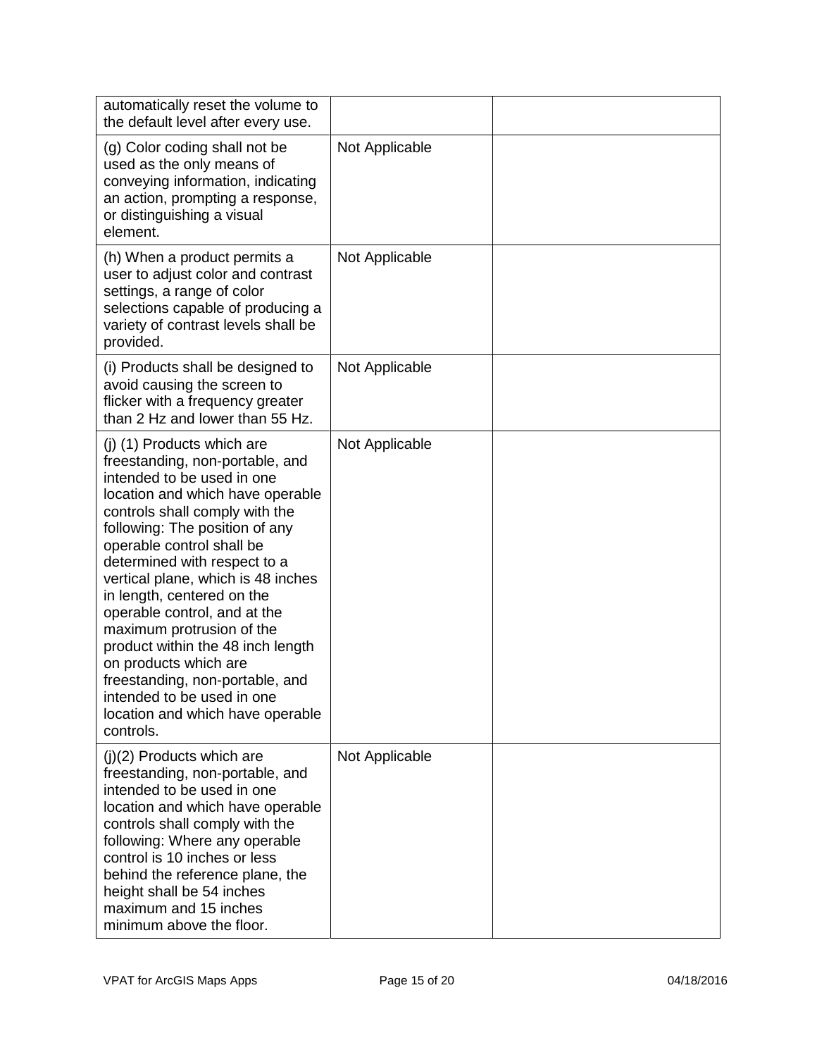| | | |
|---|---|---|
| automatically reset the volume to the default level after every use. | | |
| (g) Color coding shall not be used as the only means of conveying information, indicating an action, prompting a response, or distinguishing a visual element. | Not Applicable | |
| (h) When a product permits a user to adjust color and contrast settings, a range of color selections capable of producing a variety of contrast levels shall be provided. | Not Applicable | |
| (i) Products shall be designed to avoid causing the screen to flicker with a frequency greater than 2 Hz and lower than 55 Hz. | Not Applicable | |
| (j) (1) Products which are freestanding, non-portable, and intended to be used in one location and which have operable controls shall comply with the following: The position of any operable control shall be determined with respect to a vertical plane, which is 48 inches in length, centered on the operable control, and at the maximum protrusion of the product within the 48 inch length on products which are freestanding, non-portable, and intended to be used in one location and which have operable controls. | Not Applicable | |
| (j)(2) Products which are freestanding, non-portable, and intended to be used in one location and which have operable controls shall comply with the following: Where any operable control is 10 inches or less behind the reference plane, the height shall be 54 inches maximum and 15 inches minimum above the floor. | Not Applicable | |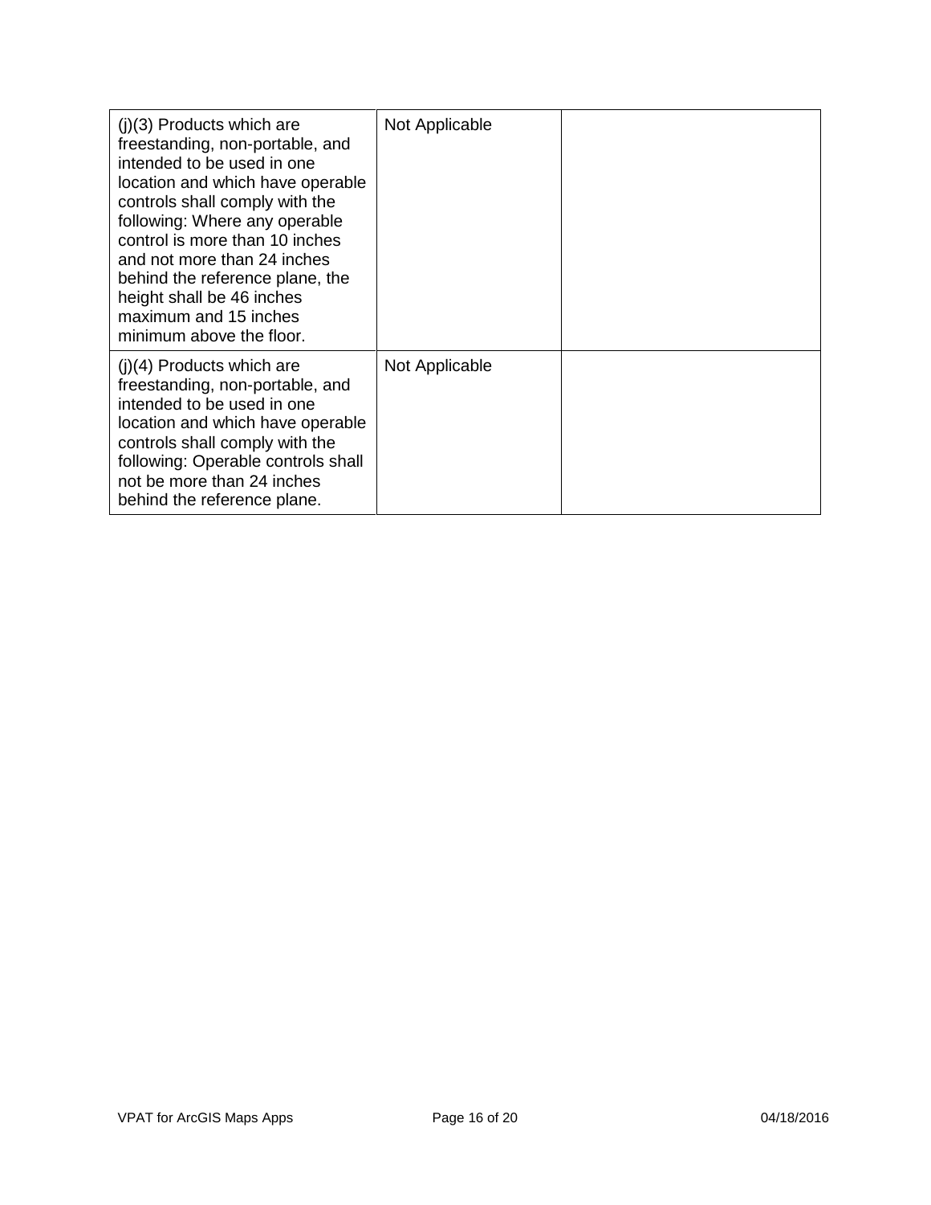| | | |
|---|---|---|
| (j)(3) Products which are freestanding, non-portable, and intended to be used in one location and which have operable controls shall comply with the following: Where any operable control is more than 10 inches and not more than 24 inches behind the reference plane, the height shall be 46 inches maximum and 15 inches minimum above the floor. | Not Applicable | |
| (j)(4) Products which are freestanding, non-portable, and intended to be used in one location and which have operable controls shall comply with the following: Operable controls shall not be more than 24 inches behind the reference plane. | Not Applicable | |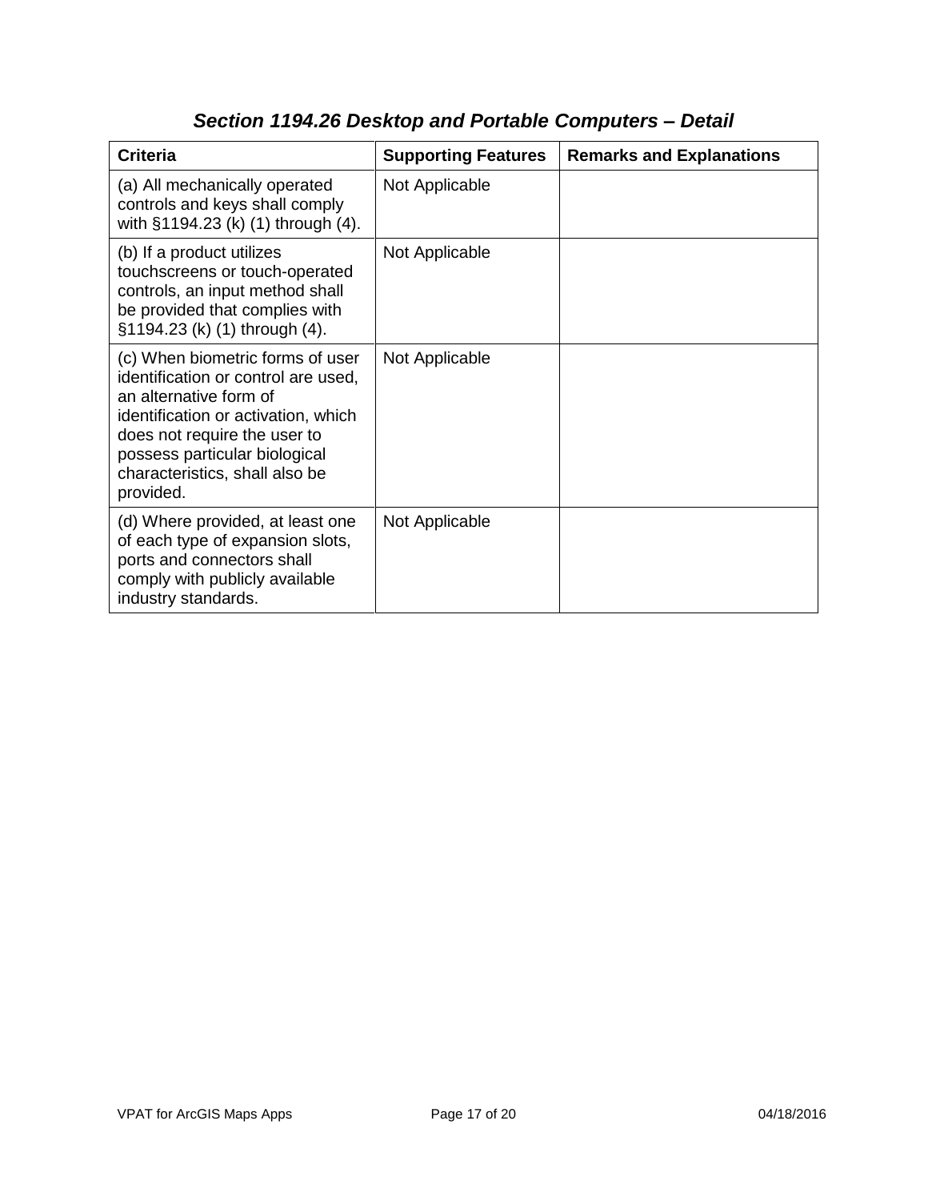## *Section 1194.26 Desktop and Portable Computers – Detail*

| Criteria | Supporting Features | Remarks and Explanations |
|---|---|---|
| (a) All mechanically operated controls and keys shall comply with §1194.23 (k) (1) through (4). | Not Applicable | |
| (b) If a product utilizes touchscreens or touch-operated controls, an input method shall be provided that complies with §1194.23 (k) (1) through (4). | Not Applicable | |
| (c) When biometric forms of user identification or control are used, an alternative form of identification or activation, which does not require the user to possess particular biological characteristics, shall also be provided. | Not Applicable | |
| (d) Where provided, at least one of each type of expansion slots, ports and connectors shall comply with publicly available industry standards. | Not Applicable | |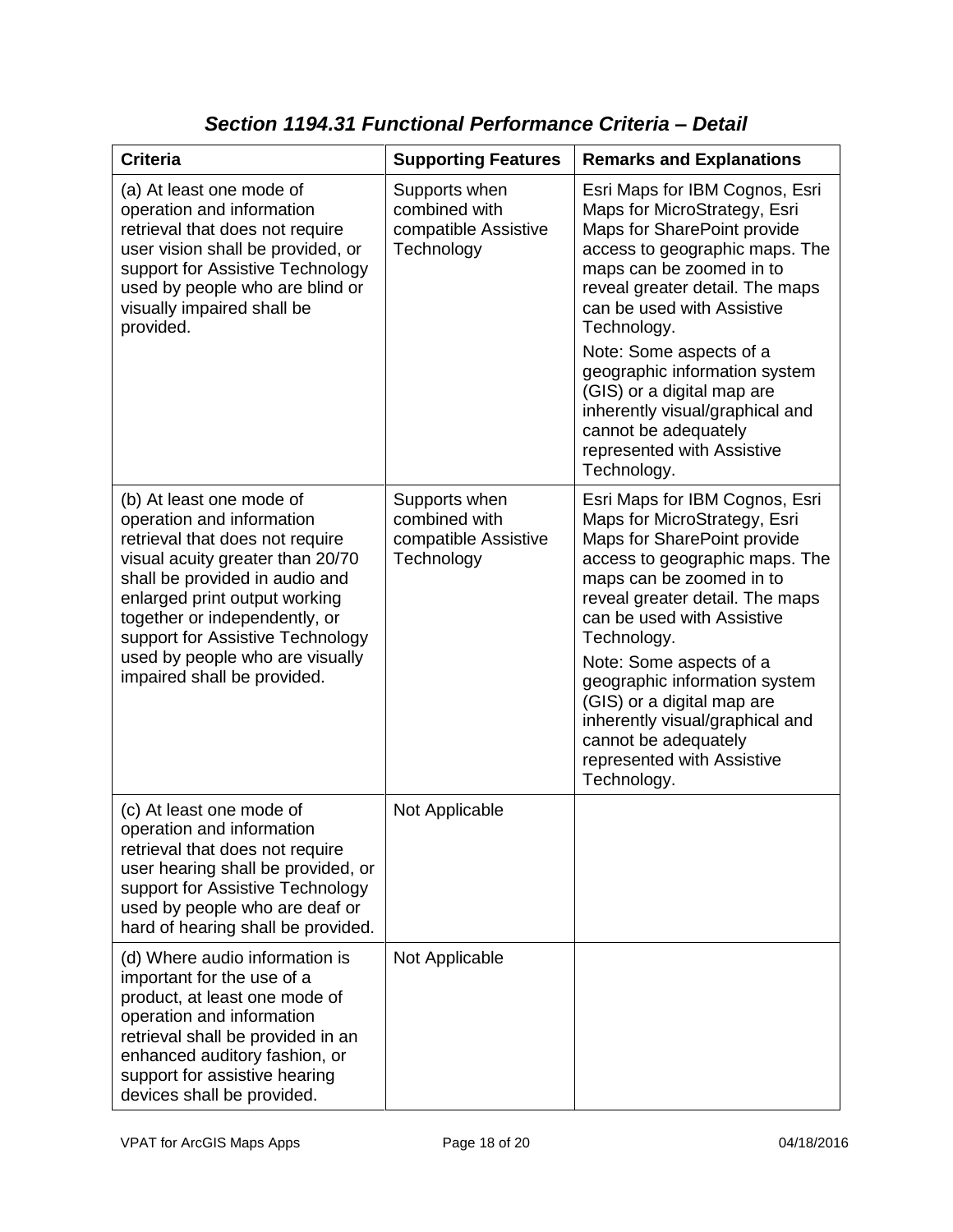### *Section 1194.31 Functional Performance Criteria – Detail*

| Criteria | Supporting Features | Remarks and Explanations |
|---|---|---|
| (a) At least one mode of operation and information retrieval that does not require user vision shall be provided, or support for Assistive Technology used by people who are blind or visually impaired shall be provided. | Supports when combined with compatible Assistive Technology | Esri Maps for IBM Cognos, Esri Maps for MicroStrategy, Esri Maps for SharePoint provide access to geographic maps. The maps can be zoomed in to reveal greater detail. The maps can be used with Assistive Technology.<br><br>Note: Some aspects of a geographic information system (GIS) or a digital map are inherently visual/graphical and cannot be adequately represented with Assistive Technology. |
| (b) At least one mode of operation and information retrieval that does not require visual acuity greater than 20/70 shall be provided in audio and enlarged print output working together or independently, or support for Assistive Technology used by people who are visually impaired shall be provided. | Supports when combined with compatible Assistive Technology | Esri Maps for IBM Cognos, Esri Maps for MicroStrategy, Esri Maps for SharePoint provide access to geographic maps. The maps can be zoomed in to reveal greater detail. The maps can be used with Assistive Technology.<br><br>Note: Some aspects of a geographic information system (GIS) or a digital map are inherently visual/graphical and cannot be adequately represented with Assistive Technology. |
| (c) At least one mode of operation and information retrieval that does not require user hearing shall be provided, or support for Assistive Technology used by people who are deaf or hard of hearing shall be provided. | Not Applicable | |
| (d) Where audio information is important for the use of a product, at least one mode of operation and information retrieval shall be provided in an enhanced auditory fashion, or support for assistive hearing devices shall be provided. | Not Applicable | |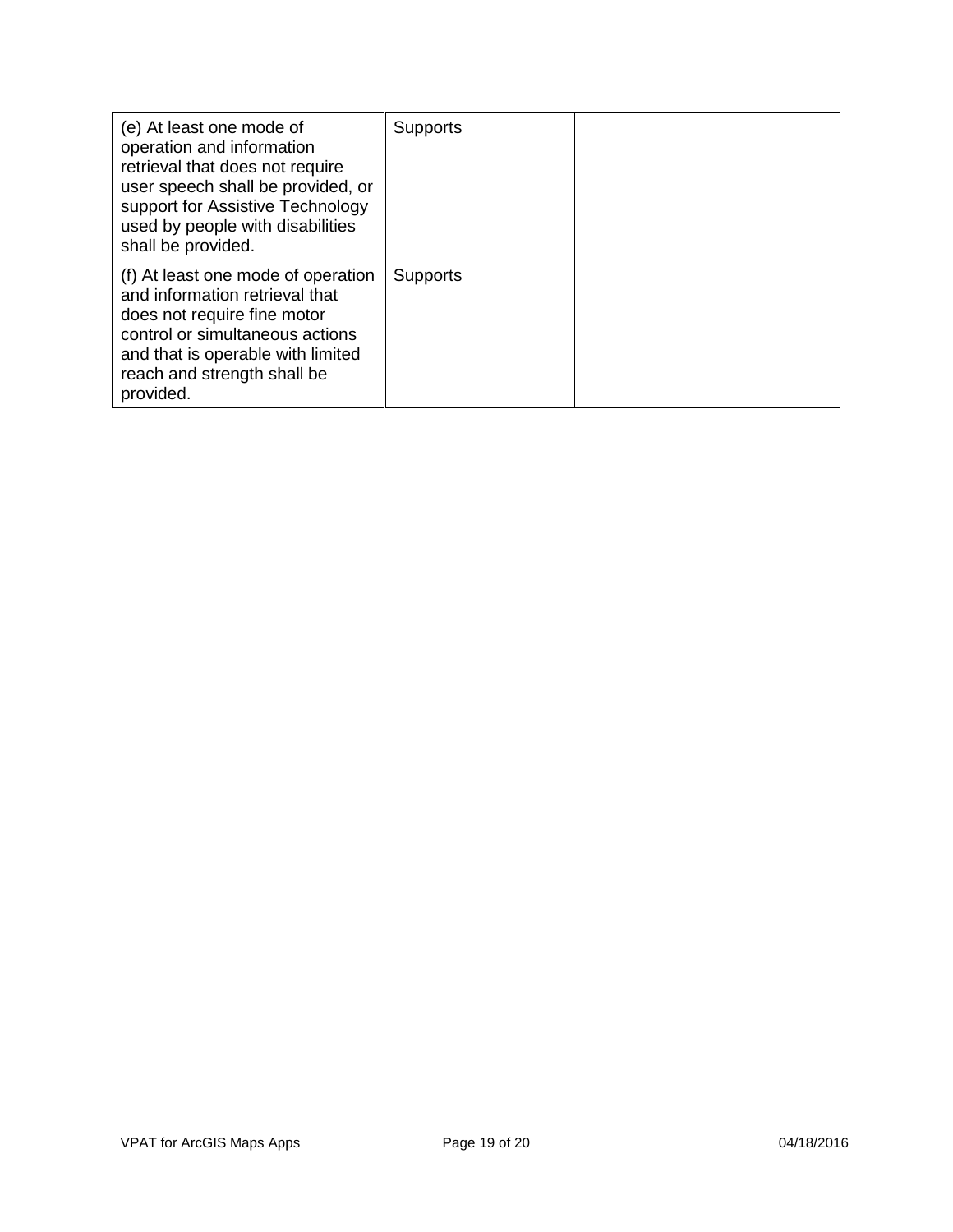| | | |
|---|---|---|
| (e) At least one mode of operation and information retrieval that does not require user speech shall be provided, or support for Assistive Technology used by people with disabilities shall be provided. | Supports | |
| (f) At least one mode of operation and information retrieval that does not require fine motor control or simultaneous actions and that is operable with limited reach and strength shall be provided. | Supports | |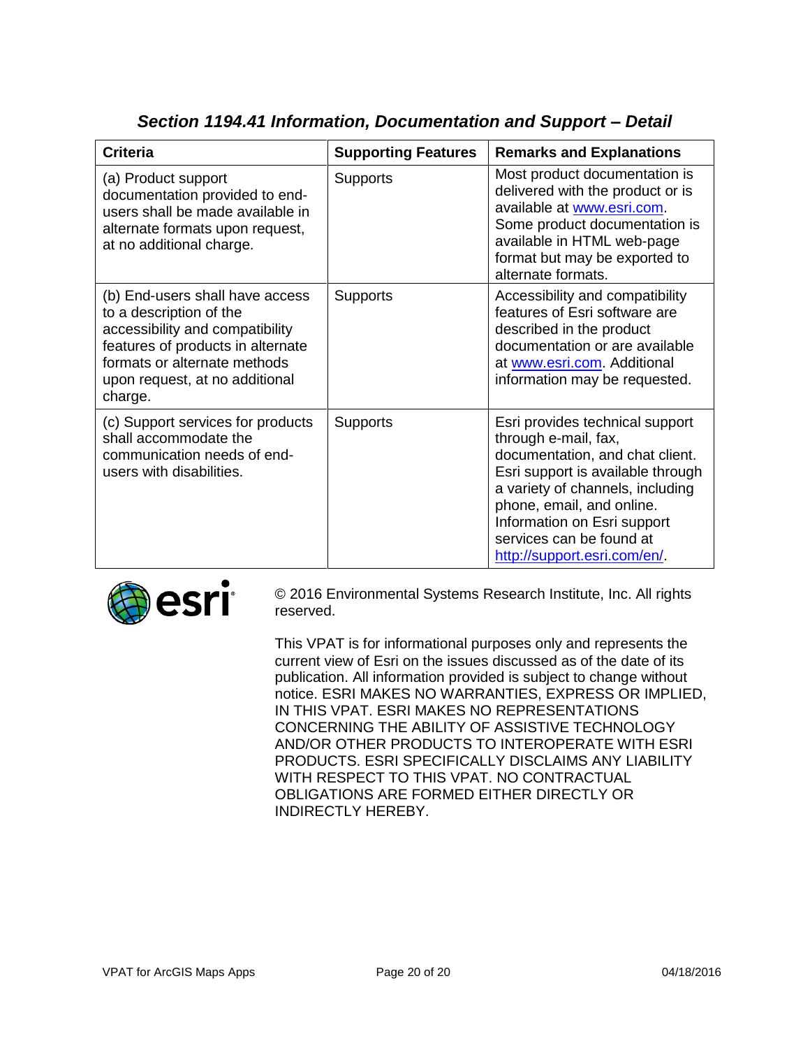### *Section 1194.41 Information, Documentation and Support – Detail*

| Criteria | Supporting Features | Remarks and Explanations |
| --- | --- | --- |
| (a) Product support documentation provided to end-users shall be made available in alternate formats upon request, at no additional charge. | Supports | Most product documentation is delivered with the product or is available at www.esri.com. Some product documentation is available in HTML web-page format but may be exported to alternate formats. |
| (b) End-users shall have access to a description of the accessibility and compatibility features of products in alternate formats or alternate methods upon request, at no additional charge. | Supports | Accessibility and compatibility features of Esri software are described in the product documentation or are available at www.esri.com. Additional information may be requested. |
| (c) Support services for products shall accommodate the communication needs of end-users with disabilities. | Supports | Esri provides technical support through e-mail, fax, documentation, and chat client. Esri support is available through a variety of channels, including phone, email, and online. Information on Esri support services can be found at http://support.esri.com/en/. |

esri

© 2016 Environmental Systems Research Institute, Inc. All rights reserved.

This VPAT is for informational purposes only and represents the current view of Esri on the issues discussed as of the date of its publication. All information provided is subject to change without notice. ESRI MAKES NO WARRANTIES, EXPRESS OR IMPLIED, IN THIS VPAT. ESRI MAKES NO REPRESENTATIONS CONCERNING THE ABILITY OF ASSISTIVE TECHNOLOGY AND/OR OTHER PRODUCTS TO INTEROPERATE WITH ESRI PRODUCTS. ESRI SPECIFICALLY DISCLAIMS ANY LIABILITY WITH RESPECT TO THIS VPAT. NO CONTRACTUAL OBLIGATIONS ARE FORMED EITHER DIRECTLY OR INDIRECTLY HEREBY.